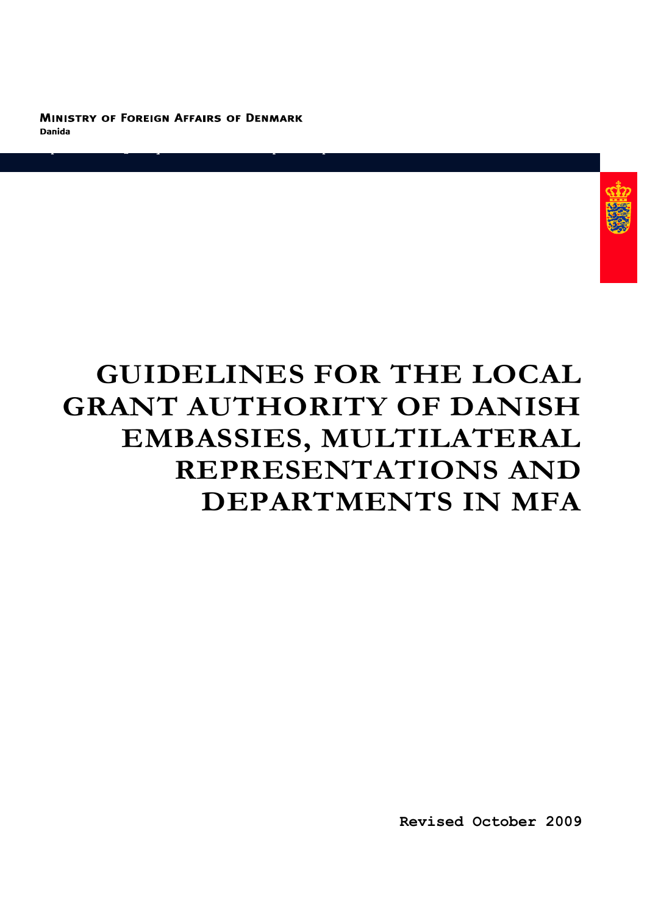**MINISTRY OF FOREIGN AFFAIRS OF DENMARK**
**Danida**

# GUIDELINES FOR THE LOCAL GRANT AUTHORITY OF DANISH EMBASSIES, MULTILATERAL REPRESENTATIONS AND DEPARTMENTS IN MFA

**Revised October 2009**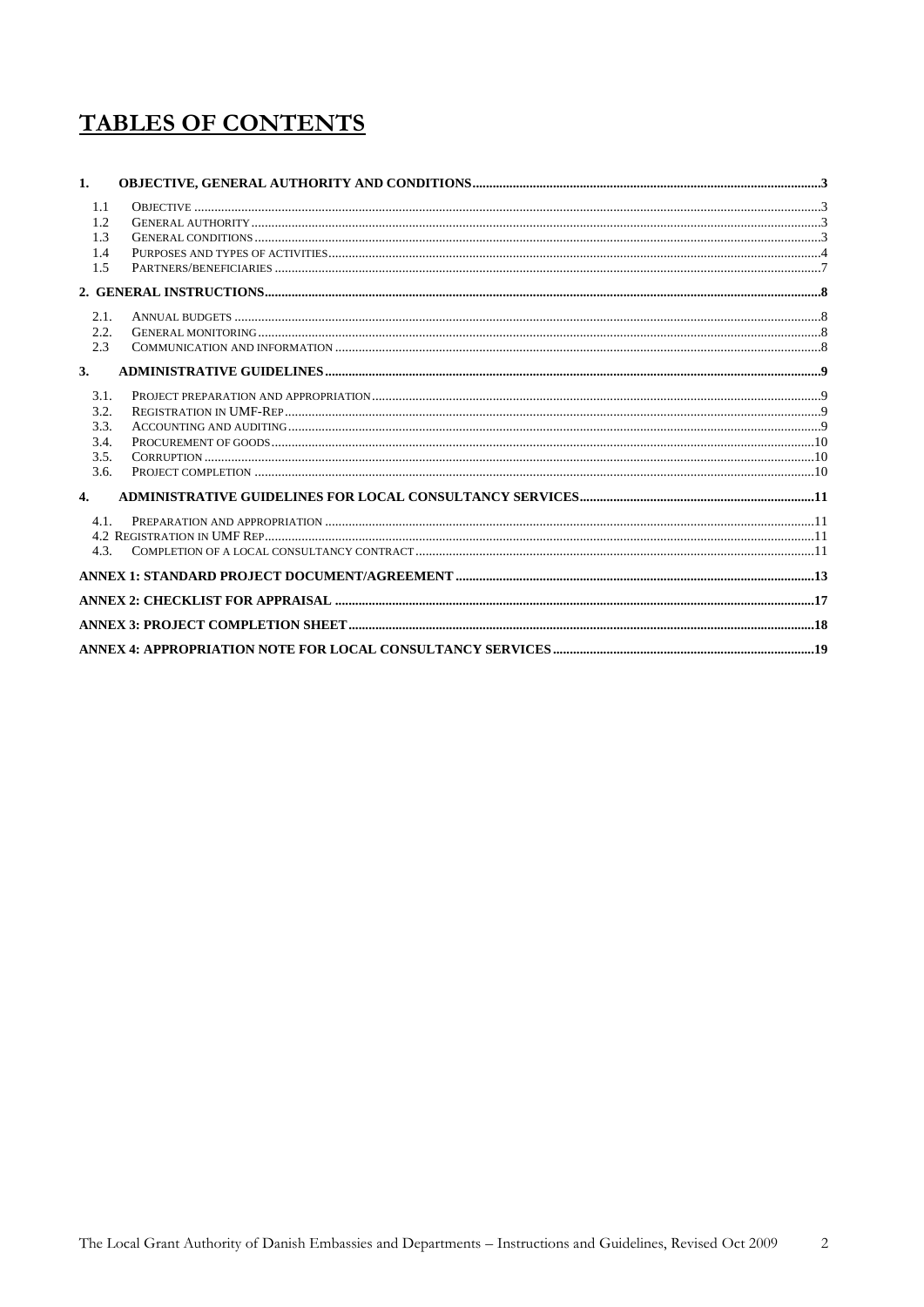# TABLES OF CONTENTS

**1. OBJECTIVE, GENERAL AUTHORITY AND CONDITIONS** .......... 3

- 1.1 Objective .......... 3
- 1.2 General authority .......... 3
- 1.3 General conditions .......... 3
- 1.4 Purposes and types of activities .......... 4
- 1.5 Partners/beneficiaries .......... 7

**2. GENERAL INSTRUCTIONS** .......... 8

- 2.1. Annual budgets .......... 8
- 2.2. General monitoring .......... 8
- 2.3 Communication and information .......... 8

**3. ADMINISTRATIVE GUIDELINES** .......... 9

- 3.1. Project preparation and appropriation .......... 9
- 3.2. Registration in UMF-Rep .......... 9
- 3.3. Accounting and auditing .......... 9
- 3.4. Procurement of goods .......... 10
- 3.5. Corruption .......... 10
- 3.6. Project completion .......... 10

**4. ADMINISTRATIVE GUIDELINES FOR LOCAL CONSULTANCY SERVICES** .......... 11

- 4.1. Preparation and appropriation .......... 11
- 4.2 Registration in UMF Rep .......... 11
- 4.3. Completion of a local consultancy contract .......... 11

**ANNEX 1: STANDARD PROJECT DOCUMENT/AGREEMENT** .......... 13

**ANNEX 2: CHECKLIST FOR APPRAISAL** .......... 17

**ANNEX 3: PROJECT COMPLETION SHEET** .......... 18

**ANNEX 4: APPROPRIATION NOTE FOR LOCAL CONSULTANCY SERVICES** .......... 19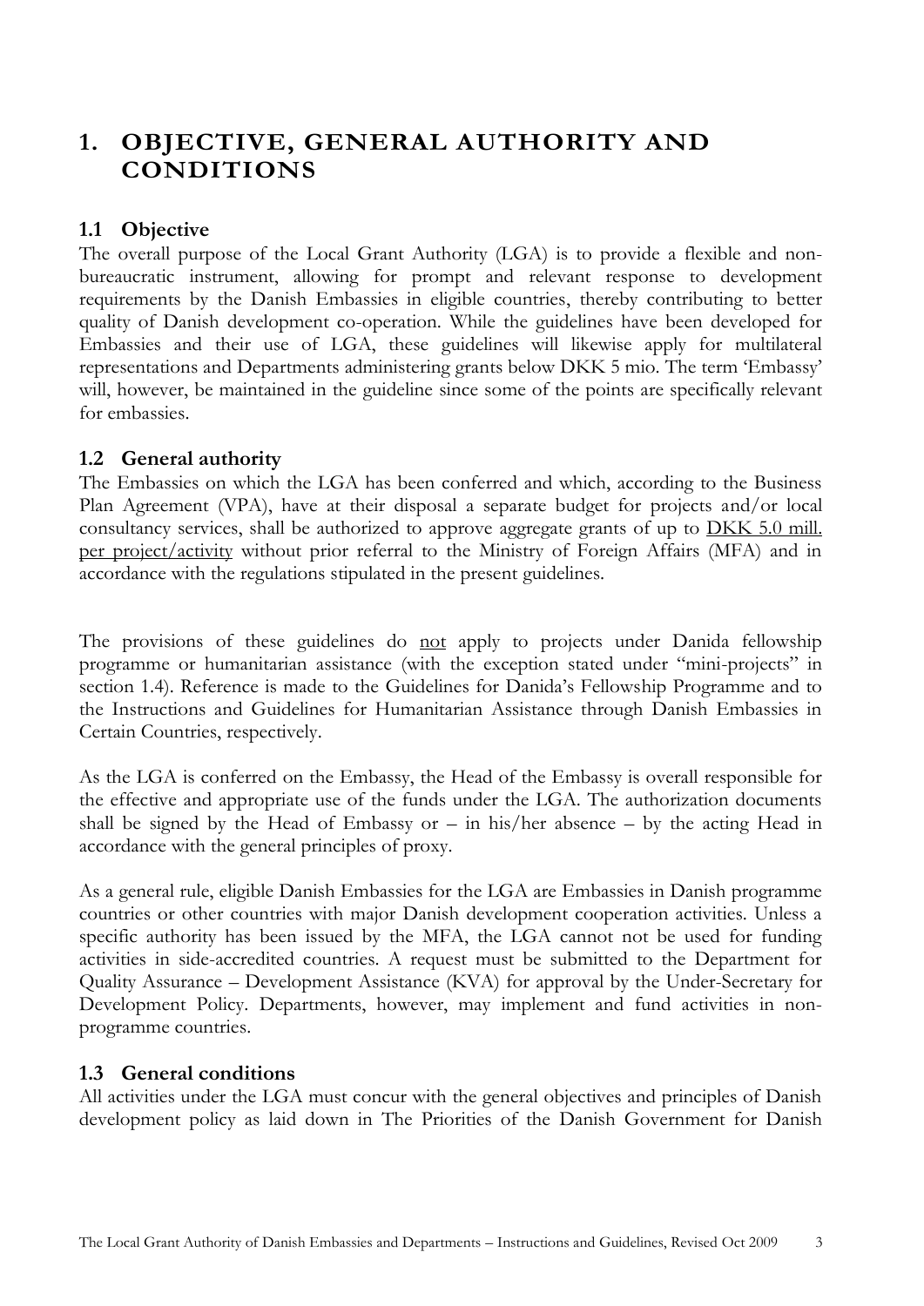# 1. OBJECTIVE, GENERAL AUTHORITY AND CONDITIONS

## 1.1 Objective

The overall purpose of the Local Grant Authority (LGA) is to provide a flexible and non-bureaucratic instrument, allowing for prompt and relevant response to development requirements by the Danish Embassies in eligible countries, thereby contributing to better quality of Danish development co-operation. While the guidelines have been developed for Embassies and their use of LGA, these guidelines will likewise apply for multilateral representations and Departments administering grants below DKK 5 mio. The term 'Embassy' will, however, be maintained in the guideline since some of the points are specifically relevant for embassies.

## 1.2 General authority

The Embassies on which the LGA has been conferred and which, according to the Business Plan Agreement (VPA), have at their disposal a separate budget for projects and/or local consultancy services, shall be authorized to approve aggregate grants of up to <u>DKK 5.0 mill. per project/activity</u> without prior referral to the Ministry of Foreign Affairs (MFA) and in accordance with the regulations stipulated in the present guidelines.

The provisions of these guidelines do <u>not</u> apply to projects under Danida fellowship programme or humanitarian assistance (with the exception stated under "mini-projects" in section 1.4). Reference is made to the Guidelines for Danida's Fellowship Programme and to the Instructions and Guidelines for Humanitarian Assistance through Danish Embassies in Certain Countries, respectively.

As the LGA is conferred on the Embassy, the Head of the Embassy is overall responsible for the effective and appropriate use of the funds under the LGA. The authorization documents shall be signed by the Head of Embassy or – in his/her absence – by the acting Head in accordance with the general principles of proxy.

As a general rule, eligible Danish Embassies for the LGA are Embassies in Danish programme countries or other countries with major Danish development cooperation activities. Unless a specific authority has been issued by the MFA, the LGA cannot not be used for funding activities in side-accredited countries. A request must be submitted to the Department for Quality Assurance – Development Assistance (KVA) for approval by the Under-Secretary for Development Policy. Departments, however, may implement and fund activities in non-programme countries.

## 1.3 General conditions

All activities under the LGA must concur with the general objectives and principles of Danish development policy as laid down in The Priorities of the Danish Government for Danish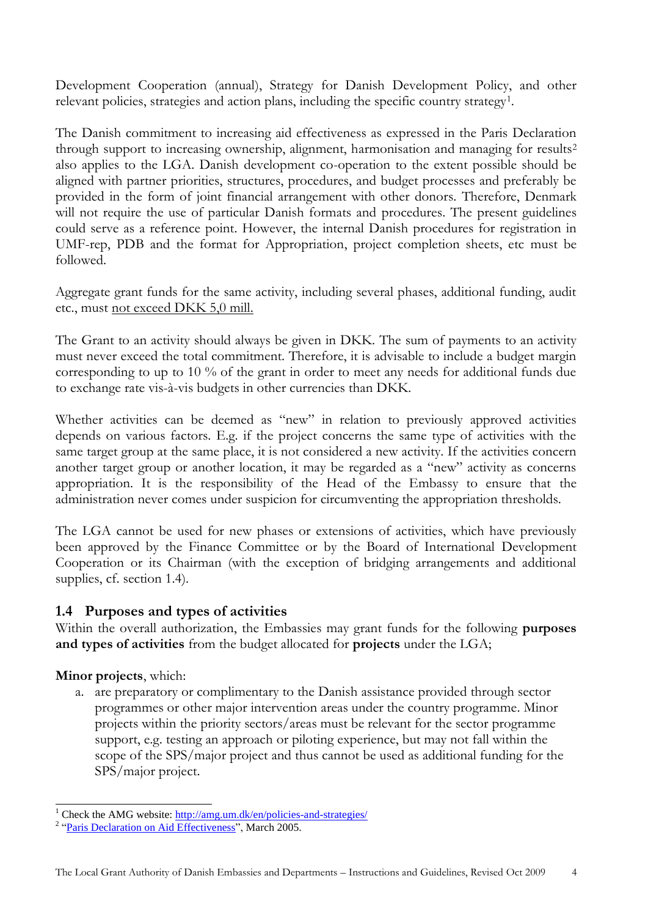Development Cooperation (annual), Strategy for Danish Development Policy, and other relevant policies, strategies and action plans, including the specific country strategy[1].

The Danish commitment to increasing aid effectiveness as expressed in the Paris Declaration through support to increasing ownership, alignment, harmonisation and managing for results[2] also applies to the LGA. Danish development co-operation to the extent possible should be aligned with partner priorities, structures, procedures, and budget processes and preferably be provided in the form of joint financial arrangement with other donors. Therefore, Denmark will not require the use of particular Danish formats and procedures. The present guidelines could serve as a reference point. However, the internal Danish procedures for registration in UMF-rep, PDB and the format for Appropriation, project completion sheets, etc must be followed.

Aggregate grant funds for the same activity, including several phases, additional funding, audit etc., must <u>not exceed DKK 5,0 mill.</u>

The Grant to an activity should always be given in DKK. The sum of payments to an activity must never exceed the total commitment. Therefore, it is advisable to include a budget margin corresponding to up to 10 % of the grant in order to meet any needs for additional funds due to exchange rate vis-à-vis budgets in other currencies than DKK.

Whether activities can be deemed as "new" in relation to previously approved activities depends on various factors. E.g. if the project concerns the same type of activities with the same target group at the same place, it is not considered a new activity. If the activities concern another target group or another location, it may be regarded as a "new" activity as concerns appropriation. It is the responsibility of the Head of the Embassy to ensure that the administration never comes under suspicion for circumventing the appropriation thresholds.

The LGA cannot be used for new phases or extensions of activities, which have previously been approved by the Finance Committee or by the Board of International Development Cooperation or its Chairman (with the exception of bridging arrangements and additional supplies, cf. section 1.4).

### 1.4 Purposes and types of activities

Within the overall authorization, the Embassies may grant funds for the following **purposes and types of activities** from the budget allocated for **projects** under the LGA;

**Minor projects**, which:

a. are preparatory or complimentary to the Danish assistance provided through sector programmes or other major intervention areas under the country programme. Minor projects within the priority sectors/areas must be relevant for the sector programme support, e.g. testing an approach or piloting experience, but may not fall within the scope of the SPS/major project and thus cannot be used as additional funding for the SPS/major project.

---

[1] Check the AMG website: http://amg.um.dk/en/policies-and-strategies/

[2] "Paris Declaration on Aid Effectiveness", March 2005.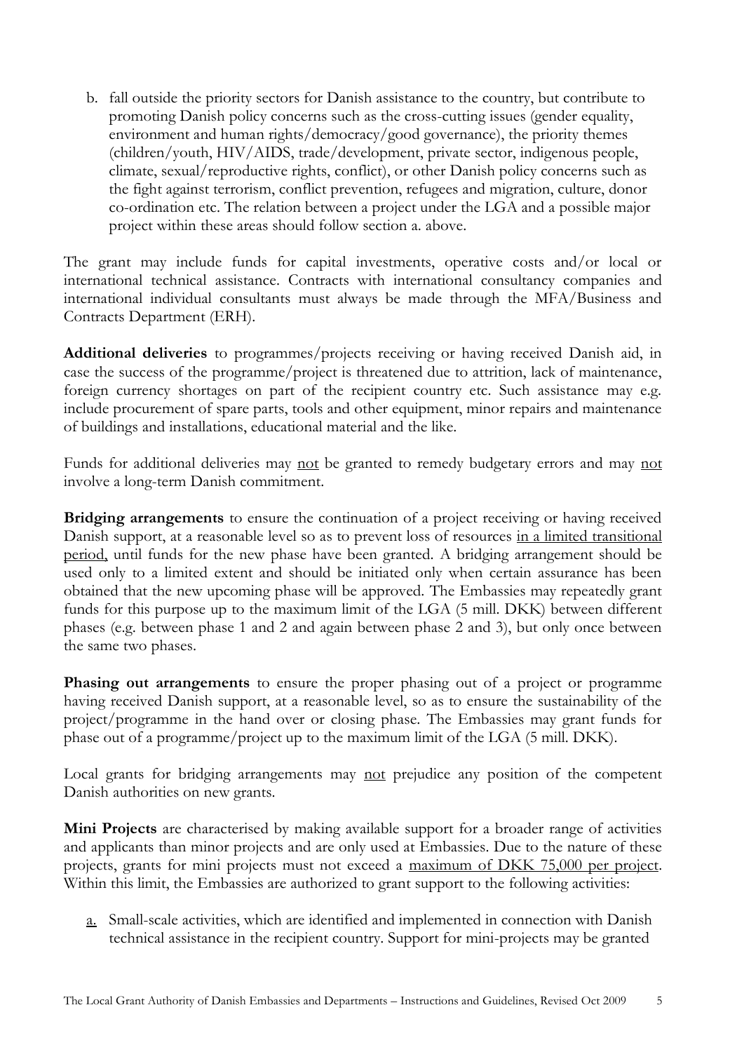b. fall outside the priority sectors for Danish assistance to the country, but contribute to promoting Danish policy concerns such as the cross-cutting issues (gender equality, environment and human rights/democracy/good governance), the priority themes (children/youth, HIV/AIDS, trade/development, private sector, indigenous people, climate, sexual/reproductive rights, conflict), or other Danish policy concerns such as the fight against terrorism, conflict prevention, refugees and migration, culture, donor co-ordination etc. The relation between a project under the LGA and a possible major project within these areas should follow section a. above.

The grant may include funds for capital investments, operative costs and/or local or international technical assistance. Contracts with international consultancy companies and international individual consultants must always be made through the MFA/Business and Contracts Department (ERH).

**Additional deliveries** to programmes/projects receiving or having received Danish aid, in case the success of the programme/project is threatened due to attrition, lack of maintenance, foreign currency shortages on part of the recipient country etc. Such assistance may e.g. include procurement of spare parts, tools and other equipment, minor repairs and maintenance of buildings and installations, educational material and the like.

Funds for additional deliveries may <u>not</u> be granted to remedy budgetary errors and may <u>not</u> involve a long-term Danish commitment.

**Bridging arrangements** to ensure the continuation of a project receiving or having received Danish support, at a reasonable level so as to prevent loss of resources <u>in a limited transitional period,</u> until funds for the new phase have been granted. A bridging arrangement should be used only to a limited extent and should be initiated only when certain assurance has been obtained that the new upcoming phase will be approved. The Embassies may repeatedly grant funds for this purpose up to the maximum limit of the LGA (5 mill. DKK) between different phases (e.g. between phase 1 and 2 and again between phase 2 and 3), but only once between the same two phases.

**Phasing out arrangements** to ensure the proper phasing out of a project or programme having received Danish support, at a reasonable level, so as to ensure the sustainability of the project/programme in the hand over or closing phase. The Embassies may grant funds for phase out of a programme/project up to the maximum limit of the LGA (5 mill. DKK).

Local grants for bridging arrangements may <u>not</u> prejudice any position of the competent Danish authorities on new grants.

**Mini Projects** are characterised by making available support for a broader range of activities and applicants than minor projects and are only used at Embassies. Due to the nature of these projects, grants for mini projects must not exceed a <u>maximum of DKK 75,000 per project</u>. Within this limit, the Embassies are authorized to grant support to the following activities:

<u>a.</u> Small-scale activities, which are identified and implemented in connection with Danish technical assistance in the recipient country. Support for mini-projects may be granted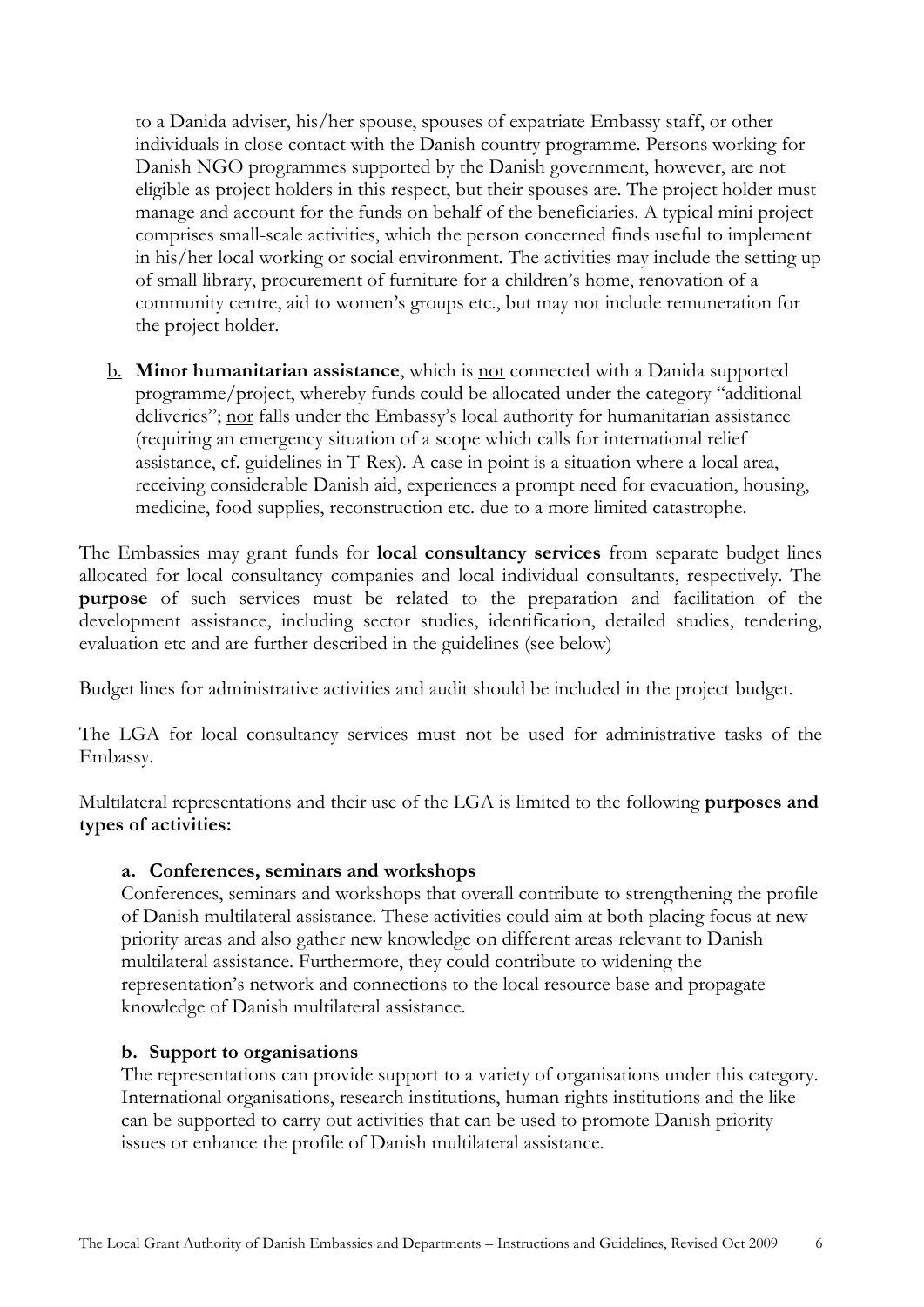to a Danida adviser, his/her spouse, spouses of expatriate Embassy staff, or other individuals in close contact with the Danish country programme. Persons working for Danish NGO programmes supported by the Danish government, however, are not eligible as project holders in this respect, but their spouses are. The project holder must manage and account for the funds on behalf of the beneficiaries. A typical mini project comprises small-scale activities, which the person concerned finds useful to implement in his/her local working or social environment. The activities may include the setting up of small library, procurement of furniture for a children's home, renovation of a community centre, aid to women's groups etc., but may not include remuneration for the project holder.

b. **Minor humanitarian assistance**, which is not connected with a Danida supported programme/project, whereby funds could be allocated under the category "additional deliveries"; nor falls under the Embassy's local authority for humanitarian assistance (requiring an emergency situation of a scope which calls for international relief assistance, cf. guidelines in T-Rex). A case in point is a situation where a local area, receiving considerable Danish aid, experiences a prompt need for evacuation, housing, medicine, food supplies, reconstruction etc. due to a more limited catastrophe.

The Embassies may grant funds for **local consultancy services** from separate budget lines allocated for local consultancy companies and local individual consultants, respectively. The **purpose** of such services must be related to the preparation and facilitation of the development assistance, including sector studies, identification, detailed studies, tendering, evaluation etc and are further described in the guidelines (see below)

Budget lines for administrative activities and audit should be included in the project budget.

The LGA for local consultancy services must not be used for administrative tasks of the Embassy.

Multilateral representations and their use of the LGA is limited to the following **purposes and types of activities:**

**a. Conferences, seminars and workshops**

Conferences, seminars and workshops that overall contribute to strengthening the profile of Danish multilateral assistance. These activities could aim at both placing focus at new priority areas and also gather new knowledge on different areas relevant to Danish multilateral assistance. Furthermore, they could contribute to widening the representation's network and connections to the local resource base and propagate knowledge of Danish multilateral assistance.

**b. Support to organisations**

The representations can provide support to a variety of organisations under this category. International organisations, research institutions, human rights institutions and the like can be supported to carry out activities that can be used to promote Danish priority issues or enhance the profile of Danish multilateral assistance.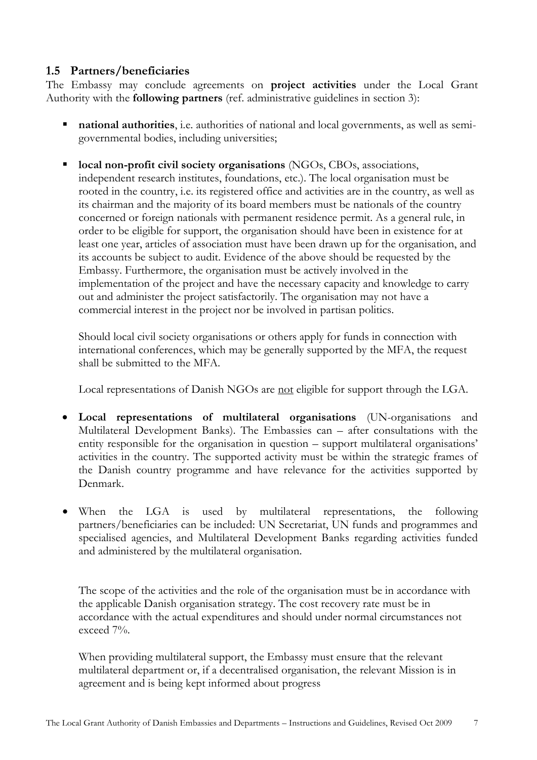### 1.5 Partners/beneficiaries

The Embassy may conclude agreements on **project activities** under the Local Grant Authority with the **following partners** (ref. administrative guidelines in section 3):

- **national authorities**, i.e. authorities of national and local governments, as well as semi-governmental bodies, including universities;

- **local non-profit civil society organisations** (NGOs, CBOs, associations, independent research institutes, foundations, etc.). The local organisation must be rooted in the country, i.e. its registered office and activities are in the country, as well as its chairman and the majority of its board members must be nationals of the country concerned or foreign nationals with permanent residence permit. As a general rule, in order to be eligible for support, the organisation should have been in existence for at least one year, articles of association must have been drawn up for the organisation, and its accounts be subject to audit. Evidence of the above should be requested by the Embassy. Furthermore, the organisation must be actively involved in the implementation of the project and have the necessary capacity and knowledge to carry out and administer the project satisfactorily. The organisation may not have a commercial interest in the project nor be involved in partisan politics.

  Should local civil society organisations or others apply for funds in connection with international conferences, which may be generally supported by the MFA, the request shall be submitted to the MFA.

  Local representations of Danish NGOs are <u>not</u> eligible for support through the LGA.

- **Local representations of multilateral organisations** (UN-organisations and Multilateral Development Banks). The Embassies can – after consultations with the entity responsible for the organisation in question – support multilateral organisations' activities in the country. The supported activity must be within the strategic frames of the Danish country programme and have relevance for the activities supported by Denmark.

- When the LGA is used by multilateral representations, the following partners/beneficiaries can be included: UN Secretariat, UN funds and programmes and specialised agencies, and Multilateral Development Banks regarding activities funded and administered by the multilateral organisation.

  The scope of the activities and the role of the organisation must be in accordance with the applicable Danish organisation strategy. The cost recovery rate must be in accordance with the actual expenditures and should under normal circumstances not exceed 7%.

  When providing multilateral support, the Embassy must ensure that the relevant multilateral department or, if a decentralised organisation, the relevant Mission is in agreement and is being kept informed about progress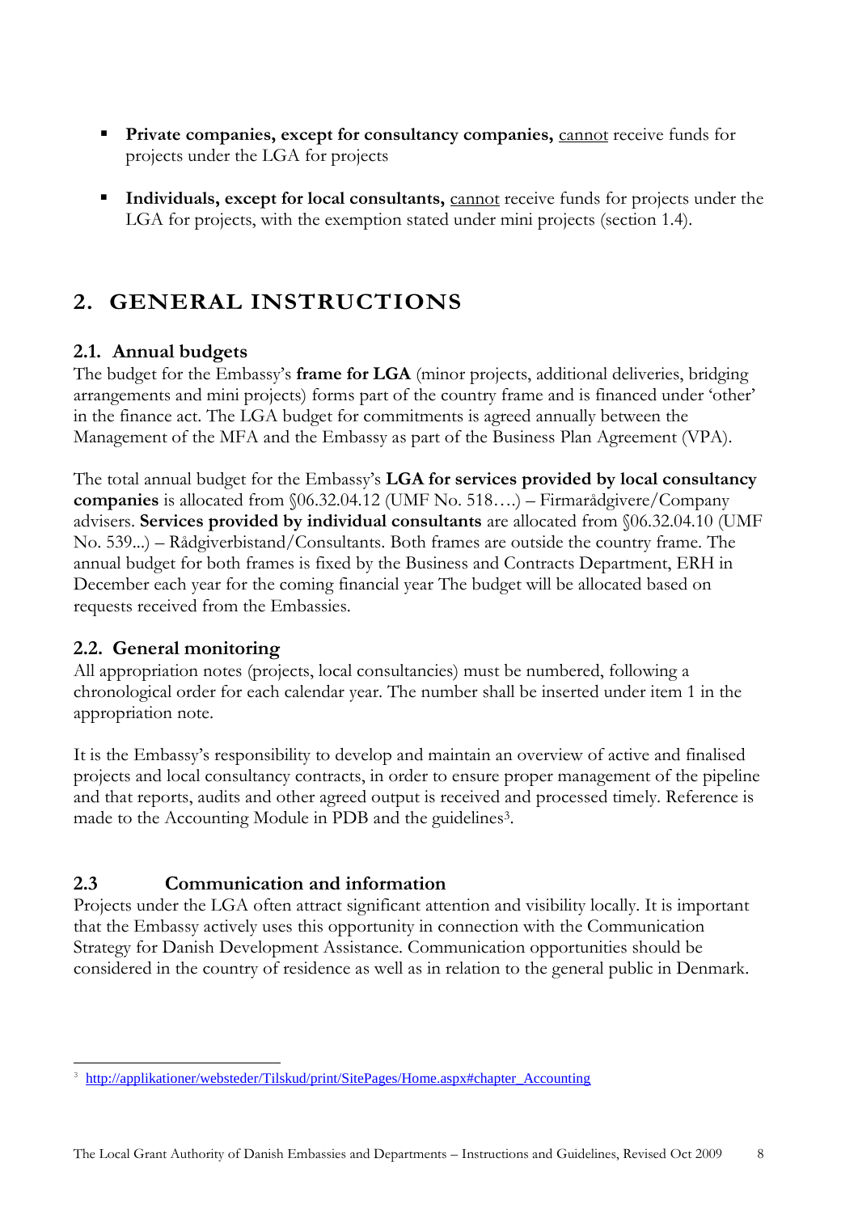- **Private companies, except for consultancy companies,** cannot receive funds for projects under the LGA for projects

- **Individuals, except for local consultants,** cannot receive funds for projects under the LGA for projects, with the exemption stated under mini projects (section 1.4).

# 2. GENERAL INSTRUCTIONS

## 2.1. Annual budgets

The budget for the Embassy's **frame for LGA** (minor projects, additional deliveries, bridging arrangements and mini projects) forms part of the country frame and is financed under 'other' in the finance act. The LGA budget for commitments is agreed annually between the Management of the MFA and the Embassy as part of the Business Plan Agreement (VPA).

The total annual budget for the Embassy's **LGA for services provided by local consultancy companies** is allocated from §06.32.04.12 (UMF No. 518….) – Firmarådgivere/Company advisers. **Services provided by individual consultants** are allocated from §06.32.04.10 (UMF No. 539...) – Rådgiverbistand/Consultants. Both frames are outside the country frame. The annual budget for both frames is fixed by the Business and Contracts Department, ERH in December each year for the coming financial year The budget will be allocated based on requests received from the Embassies.

## 2.2. General monitoring

All appropriation notes (projects, local consultancies) must be numbered, following a chronological order for each calendar year. The number shall be inserted under item 1 in the appropriation note.

It is the Embassy's responsibility to develop and maintain an overview of active and finalised projects and local consultancy contracts, in order to ensure proper management of the pipeline and that reports, audits and other agreed output is received and processed timely. Reference is made to the Accounting Module in PDB and the guidelines[3].

## 2.3 Communication and information

Projects under the LGA often attract significant attention and visibility locally. It is important that the Embassy actively uses this opportunity in connection with the Communication Strategy for Danish Development Assistance. Communication opportunities should be considered in the country of residence as well as in relation to the general public in Denmark.

---

[3] http://applikationer/websteder/Tilskud/print/SitePages/Home.aspx#chapter_Accounting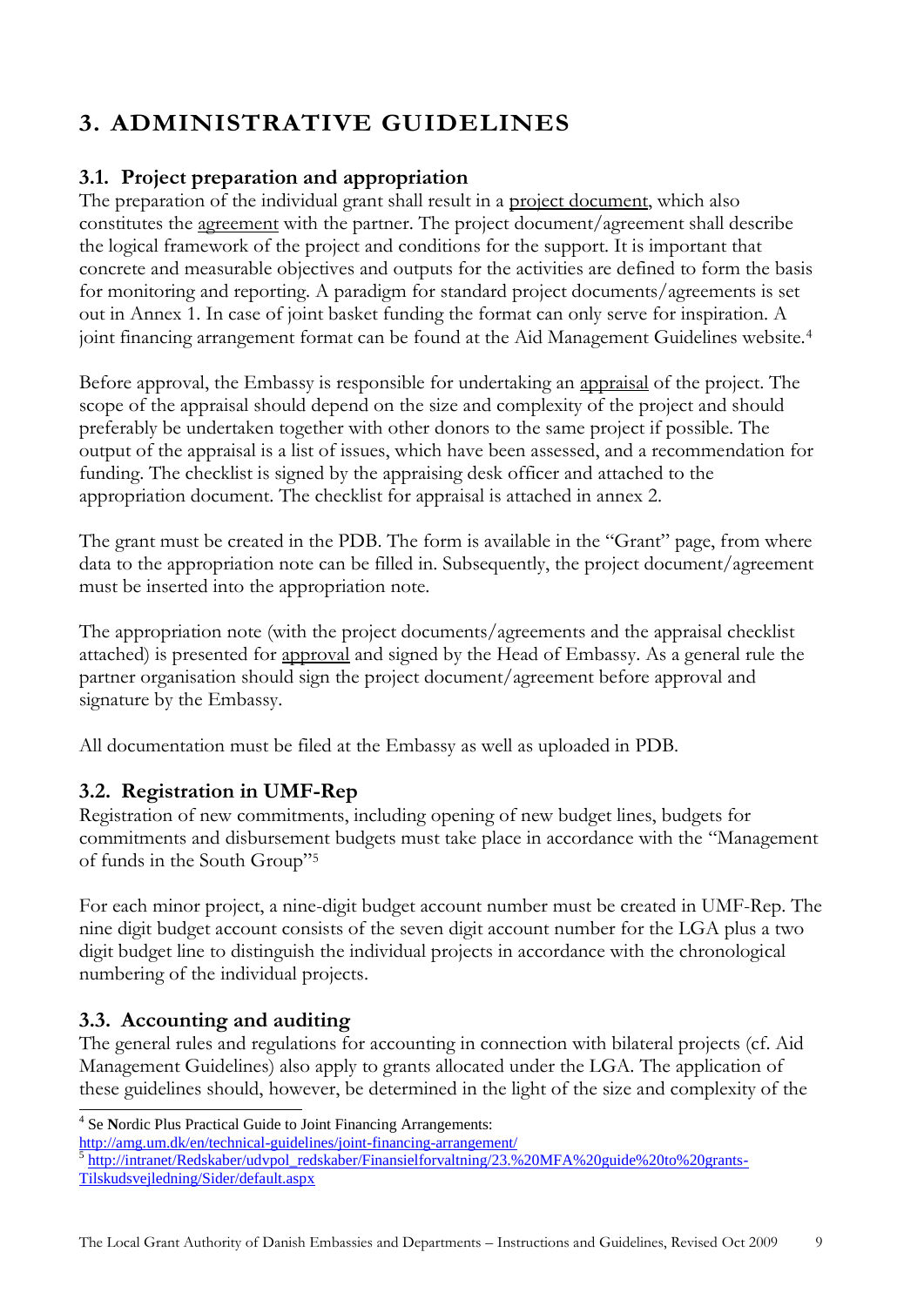# 3. ADMINISTRATIVE GUIDELINES

## 3.1. Project preparation and appropriation

The preparation of the individual grant shall result in a project document, which also constitutes the agreement with the partner. The project document/agreement shall describe the logical framework of the project and conditions for the support. It is important that concrete and measurable objectives and outputs for the activities are defined to form the basis for monitoring and reporting. A paradigm for standard project documents/agreements is set out in Annex 1. In case of joint basket funding the format can only serve for inspiration. A joint financing arrangement format can be found at the Aid Management Guidelines website.[4]

Before approval, the Embassy is responsible for undertaking an appraisal of the project. The scope of the appraisal should depend on the size and complexity of the project and should preferably be undertaken together with other donors to the same project if possible. The output of the appraisal is a list of issues, which have been assessed, and a recommendation for funding. The checklist is signed by the appraising desk officer and attached to the appropriation document. The checklist for appraisal is attached in annex 2.

The grant must be created in the PDB. The form is available in the "Grant" page, from where data to the appropriation note can be filled in. Subsequently, the project document/agreement must be inserted into the appropriation note.

The appropriation note (with the project documents/agreements and the appraisal checklist attached) is presented for approval and signed by the Head of Embassy. As a general rule the partner organisation should sign the project document/agreement before approval and signature by the Embassy.

All documentation must be filed at the Embassy as well as uploaded in PDB.

## 3.2. Registration in UMF-Rep

Registration of new commitments, including opening of new budget lines, budgets for commitments and disbursement budgets must take place in accordance with the "Management of funds in the South Group"[5]

For each minor project, a nine-digit budget account number must be created in UMF-Rep. The nine digit budget account consists of the seven digit account number for the LGA plus a two digit budget line to distinguish the individual projects in accordance with the chronological numbering of the individual projects.

## 3.3. Accounting and auditing

The general rules and regulations for accounting in connection with bilateral projects (cf. Aid Management Guidelines) also apply to grants allocated under the LGA. The application of these guidelines should, however, be determined in the light of the size and complexity of the

---

[4] Se Nordic Plus Practical Guide to Joint Financing Arrangements: http://amg.um.dk/en/technical-guidelines/joint-financing-arrangement/

[5] http://intranet/Redskaber/udvpol_redskaber/Finansielforvaltning/23.%20MFA%20guide%20to%20grants-Tilskudsvejledning/Sider/default.aspx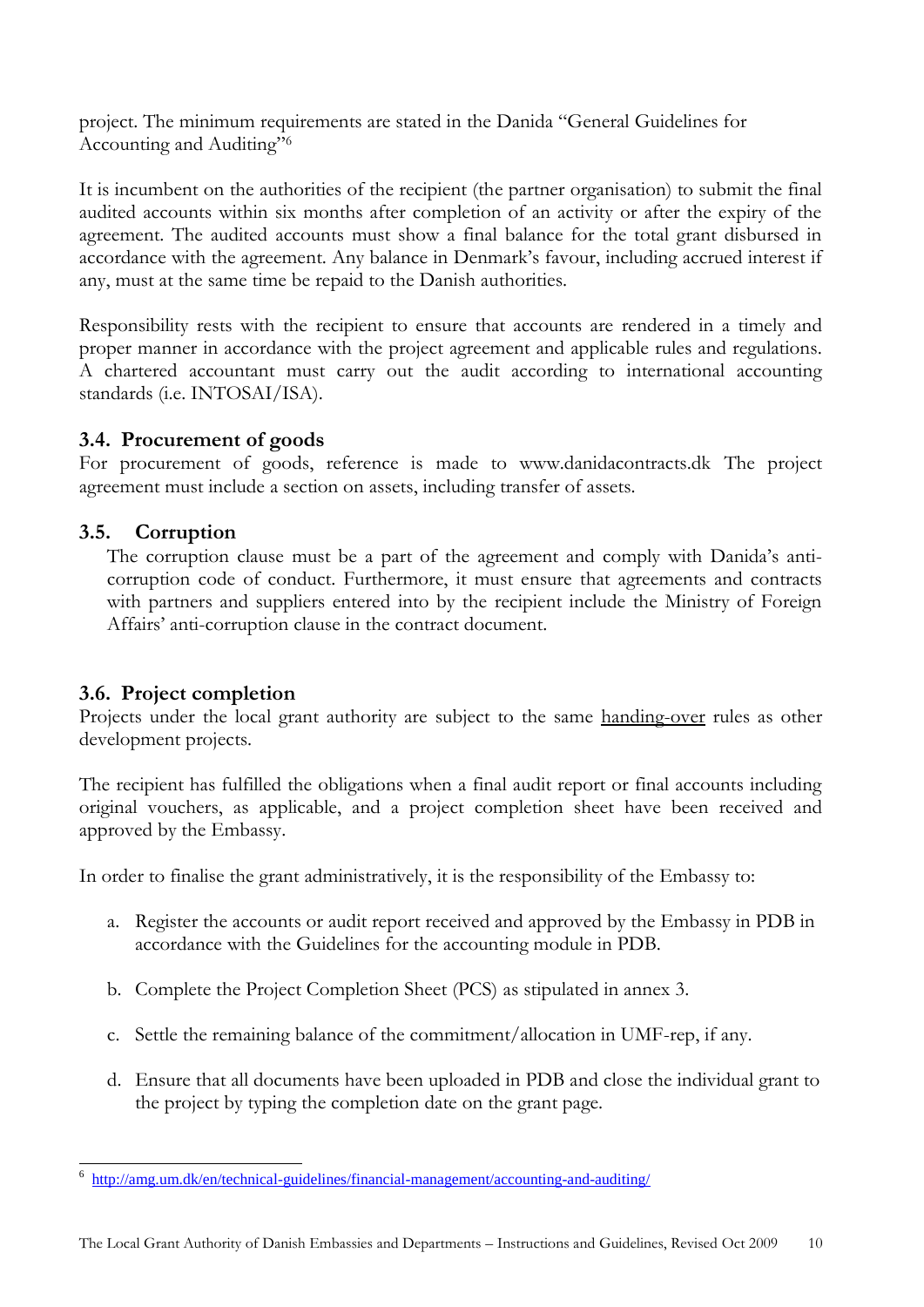project. The minimum requirements are stated in the Danida "General Guidelines for Accounting and Auditing"[6]

It is incumbent on the authorities of the recipient (the partner organisation) to submit the final audited accounts within six months after completion of an activity or after the expiry of the agreement. The audited accounts must show a final balance for the total grant disbursed in accordance with the agreement. Any balance in Denmark's favour, including accrued interest if any, must at the same time be repaid to the Danish authorities.

Responsibility rests with the recipient to ensure that accounts are rendered in a timely and proper manner in accordance with the project agreement and applicable rules and regulations. A chartered accountant must carry out the audit according to international accounting standards (i.e. INTOSAI/ISA).

### 3.4. Procurement of goods

For procurement of goods, reference is made to www.danidacontracts.dk The project agreement must include a section on assets, including transfer of assets.

### 3.5. Corruption

The corruption clause must be a part of the agreement and comply with Danida's anti-corruption code of conduct. Furthermore, it must ensure that agreements and contracts with partners and suppliers entered into by the recipient include the Ministry of Foreign Affairs' anti-corruption clause in the contract document.

### 3.6. Project completion

Projects under the local grant authority are subject to the same handing-over rules as other development projects.

The recipient has fulfilled the obligations when a final audit report or final accounts including original vouchers, as applicable, and a project completion sheet have been received and approved by the Embassy.

In order to finalise the grant administratively, it is the responsibility of the Embassy to:

a. Register the accounts or audit report received and approved by the Embassy in PDB in accordance with the Guidelines for the accounting module in PDB.

b. Complete the Project Completion Sheet (PCS) as stipulated in annex 3.

c. Settle the remaining balance of the commitment/allocation in UMF-rep, if any.

d. Ensure that all documents have been uploaded in PDB and close the individual grant to the project by typing the completion date on the grant page.

---

[6] http://amg.um.dk/en/technical-guidelines/financial-management/accounting-and-auditing/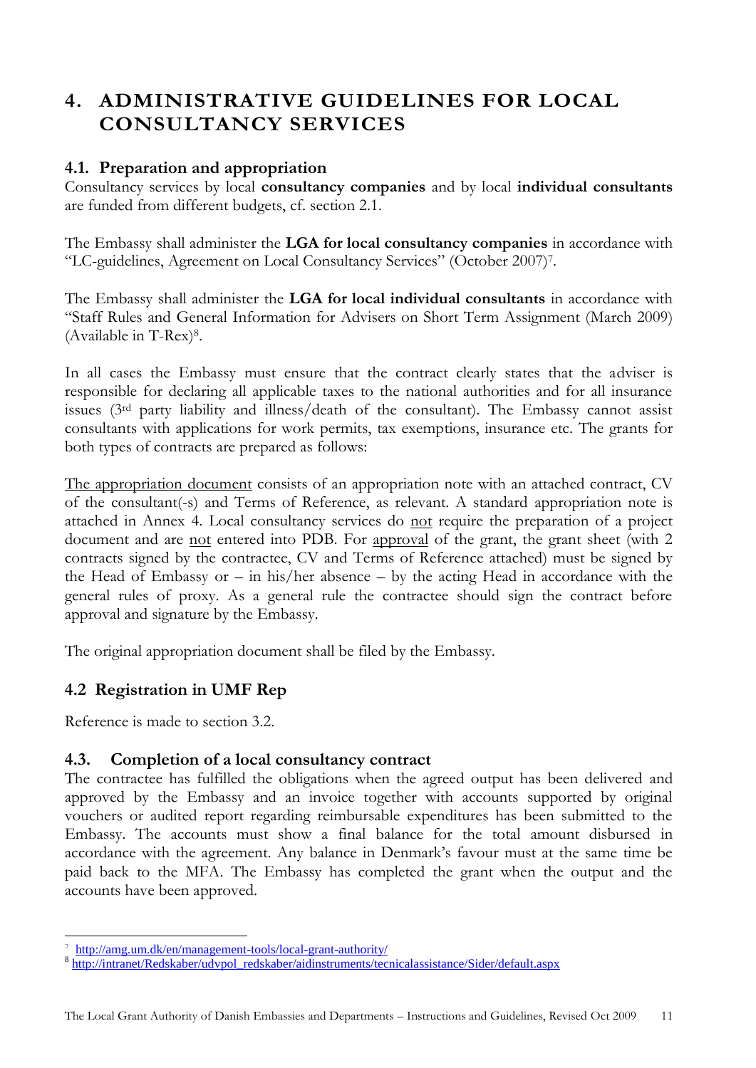# 4. ADMINISTRATIVE GUIDELINES FOR LOCAL CONSULTANCY SERVICES

## 4.1. Preparation and appropriation

Consultancy services by local **consultancy companies** and by local **individual consultants** are funded from different budgets, cf. section 2.1.

The Embassy shall administer the **LGA for local consultancy companies** in accordance with "LC-guidelines, Agreement on Local Consultancy Services" (October 2007)[7].

The Embassy shall administer the **LGA for local individual consultants** in accordance with "Staff Rules and General Information for Advisers on Short Term Assignment (March 2009) (Available in T-Rex)[8].

In all cases the Embassy must ensure that the contract clearly states that the adviser is responsible for declaring all applicable taxes to the national authorities and for all insurance issues (3rd party liability and illness/death of the consultant). The Embassy cannot assist consultants with applications for work permits, tax exemptions, insurance etc. The grants for both types of contracts are prepared as follows:

<u>The appropriation document</u> consists of an appropriation note with an attached contract, CV of the consultant(-s) and Terms of Reference, as relevant. A standard appropriation note is attached in Annex 4. Local consultancy services do <u>not</u> require the preparation of a project document and are <u>not</u> entered into PDB. For <u>approval</u> of the grant, the grant sheet (with 2 contracts signed by the contractee, CV and Terms of Reference attached) must be signed by the Head of Embassy or – in his/her absence – by the acting Head in accordance with the general rules of proxy. As a general rule the contractee should sign the contract before approval and signature by the Embassy.

The original appropriation document shall be filed by the Embassy.

## 4.2 Registration in UMF Rep

Reference is made to section 3.2.

## 4.3. Completion of a local consultancy contract

The contractee has fulfilled the obligations when the agreed output has been delivered and approved by the Embassy and an invoice together with accounts supported by original vouchers or audited report regarding reimbursable expenditures has been submitted to the Embassy. The accounts must show a final balance for the total amount disbursed in accordance with the agreement. Any balance in Denmark's favour must at the same time be paid back to the MFA. The Embassy has completed the grant when the output and the accounts have been approved.

---

[7] http://amg.um.dk/en/management-tools/local-grant-authority/

[8] http://intranet/Redskaber/udvpol_redskaber/aidinstruments/tecnicalassistance/Sider/default.aspx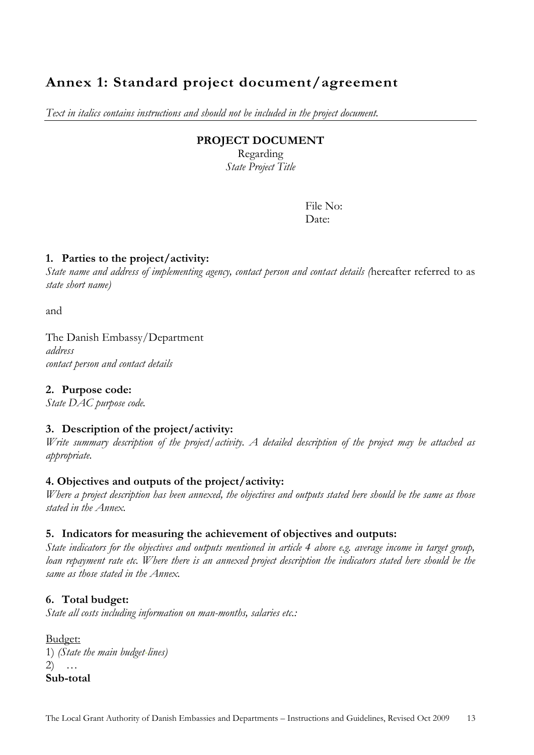# Annex 1: Standard project document/agreement

*Text in italics contains instructions and should not be included in the project document.*

---

**PROJECT DOCUMENT**

Regarding

*State Project Title*

File No:

Date:

### 1. Parties to the project/activity:

*State name and address of implementing agency, contact person and contact details (*hereafter referred to as *state short name)*

and

The Danish Embassy/Department
*address*
*contact person and contact details*

### 2. Purpose code:

*State DAC purpose code.*

### 3. Description of the project/activity:

*Write summary description of the project/activity. A detailed description of the project may be attached as appropriate.*

### 4. Objectives and outputs of the project/activity:

*Where a project description has been annexed, the objectives and outputs stated here should be the same as those stated in the Annex.*

### 5. Indicators for measuring the achievement of objectives and outputs:

*State indicators for the objectives and outputs mentioned in article 4 above e.g. average income in target group, loan repayment rate etc. Where there is an annexed project description the indicators stated here should be the same as those stated in the Annex.*

### 6. Total budget:

*State all costs including information on man-months, salaries etc.:*

Budget:
1) *(State the main budget-lines)*
2) …
**Sub-total**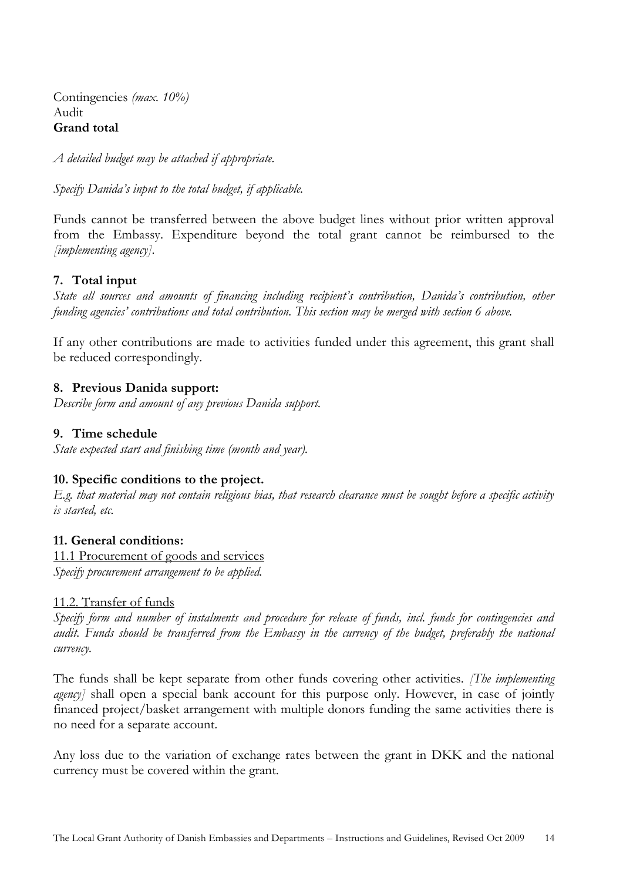Contingencies *(max. 10%)*
Audit
**Grand total**

*A detailed budget may be attached if appropriate.*

*Specify Danida's input to the total budget, if applicable.*

Funds cannot be transferred between the above budget lines without prior written approval from the Embassy. Expenditure beyond the total grant cannot be reimbursed to the *[implementing agency]*.

### 7. Total input

*State all sources and amounts of financing including recipient's contribution, Danida's contribution, other funding agencies' contributions and total contribution. This section may be merged with section 6 above.*

If any other contributions are made to activities funded under this agreement, this grant shall be reduced correspondingly.

### 8. Previous Danida support:

*Describe form and amount of any previous Danida support.*

### 9. Time schedule

*State expected start and finishing time (month and year).*

### 10. Specific conditions to the project.

*E.g. that material may not contain religious bias, that research clearance must be sought before a specific activity is started, etc.*

### 11. General conditions:

<u>11.1 Procurement of goods and services</u>
*Specify procurement arrangement to be applied.*

<u>11.2. Transfer of funds</u>
*Specify form and number of instalments and procedure for release of funds, incl. funds for contingencies and audit. Funds should be transferred from the Embassy in the currency of the budget, preferably the national currency.*

The funds shall be kept separate from other funds covering other activities. *[The implementing agency]* shall open a special bank account for this purpose only. However, in case of jointly financed project/basket arrangement with multiple donors funding the same activities there is no need for a separate account.

Any loss due to the variation of exchange rates between the grant in DKK and the national currency must be covered within the grant.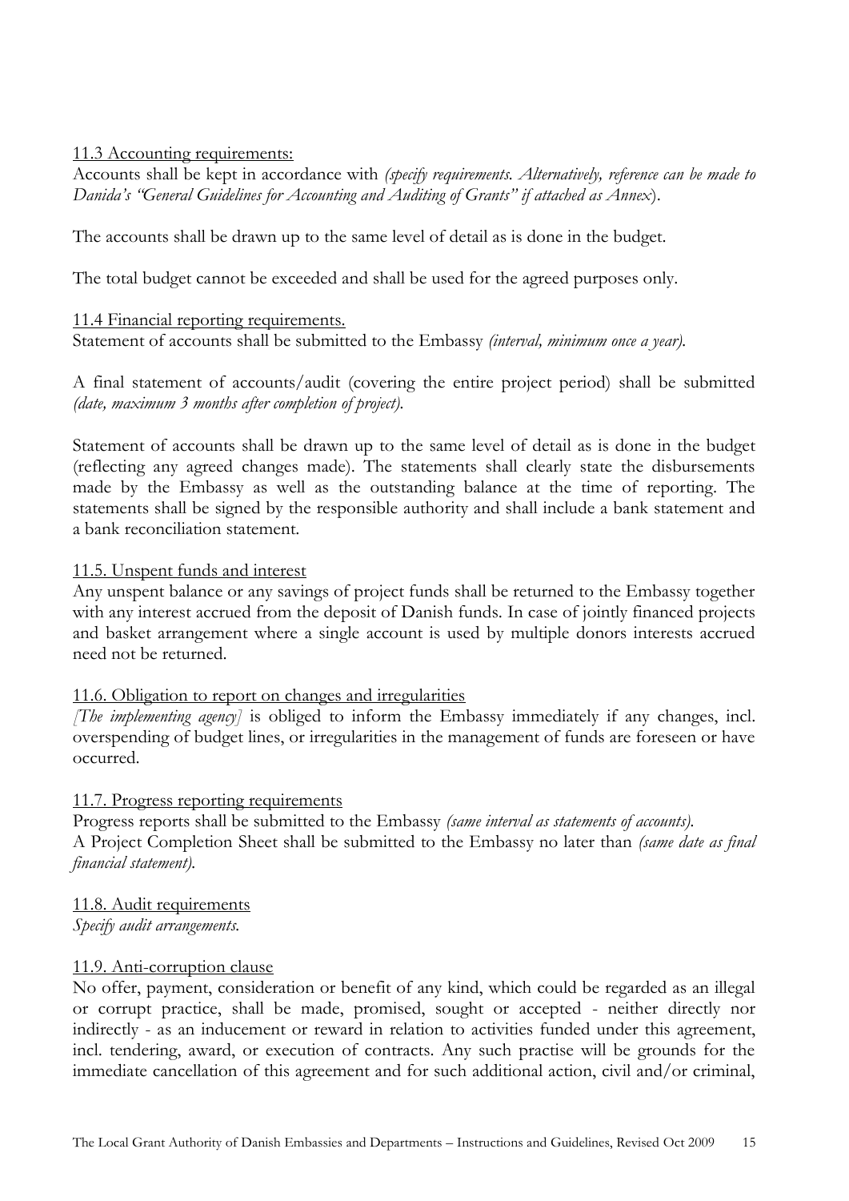11.3 Accounting requirements:

Accounts shall be kept in accordance with *(specify requirements. Alternatively, reference can be made to Danida's "General Guidelines for Accounting and Auditing of Grants" if attached as Annex*).

The accounts shall be drawn up to the same level of detail as is done in the budget.

The total budget cannot be exceeded and shall be used for the agreed purposes only.

11.4 Financial reporting requirements.

Statement of accounts shall be submitted to the Embassy *(interval, minimum once a year).*

A final statement of accounts/audit (covering the entire project period) shall be submitted *(date, maximum 3 months after completion of project).*

Statement of accounts shall be drawn up to the same level of detail as is done in the budget (reflecting any agreed changes made). The statements shall clearly state the disbursements made by the Embassy as well as the outstanding balance at the time of reporting. The statements shall be signed by the responsible authority and shall include a bank statement and a bank reconciliation statement.

11.5. Unspent funds and interest

Any unspent balance or any savings of project funds shall be returned to the Embassy together with any interest accrued from the deposit of Danish funds. In case of jointly financed projects and basket arrangement where a single account is used by multiple donors interests accrued need not be returned.

11.6. Obligation to report on changes and irregularities

*[The implementing agency]* is obliged to inform the Embassy immediately if any changes, incl. overspending of budget lines, or irregularities in the management of funds are foreseen or have occurred.

11.7. Progress reporting requirements

Progress reports shall be submitted to the Embassy *(same interval as statements of accounts).*
A Project Completion Sheet shall be submitted to the Embassy no later than *(same date as final financial statement).*

11.8. Audit requirements

*Specify audit arrangements.*

11.9. Anti-corruption clause

No offer, payment, consideration or benefit of any kind, which could be regarded as an illegal or corrupt practice, shall be made, promised, sought or accepted - neither directly nor indirectly - as an inducement or reward in relation to activities funded under this agreement, incl. tendering, award, or execution of contracts. Any such practise will be grounds for the immediate cancellation of this agreement and for such additional action, civil and/or criminal,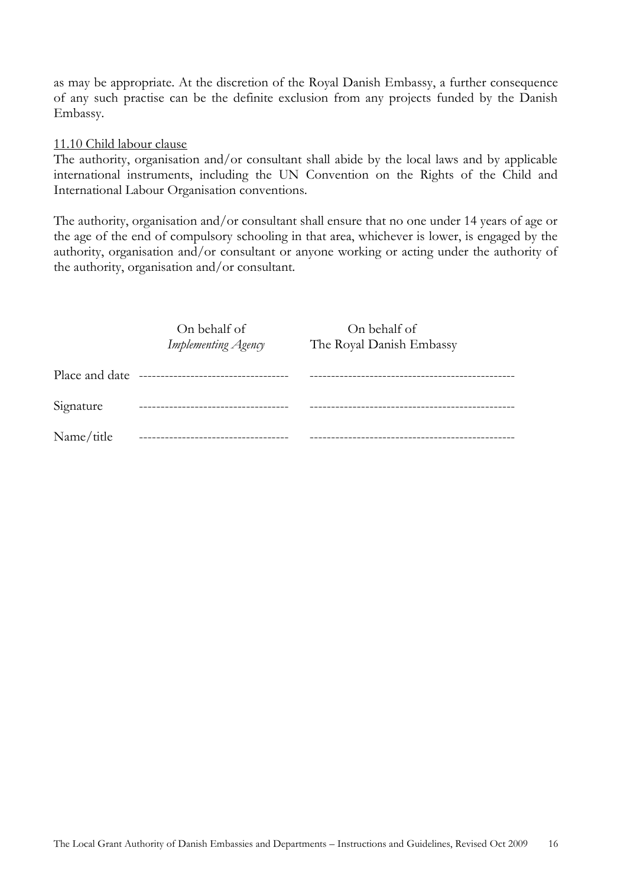as may be appropriate. At the discretion of the Royal Danish Embassy, a further consequence of any such practise can be the definite exclusion from any projects funded by the Danish Embassy.

<u>11.10 Child labour clause</u>

The authority, organisation and/or consultant shall abide by the local laws and by applicable international instruments, including the UN Convention on the Rights of the Child and International Labour Organisation conventions.

The authority, organisation and/or consultant shall ensure that no one under 14 years of age or the age of the end of compulsory schooling in that area, whichever is lower, is engaged by the authority, organisation and/or consultant or anyone working or acting under the authority of the authority, organisation and/or consultant.

| | On behalf of *Implementing Agency* | On behalf of The Royal Danish Embassy |
|---|---|---|
| Place and date | ---------------------------------- | ---------------------------------------------- |
| Signature | ---------------------------------- | ---------------------------------------------- |
| Name/title | ---------------------------------- | ---------------------------------------------- |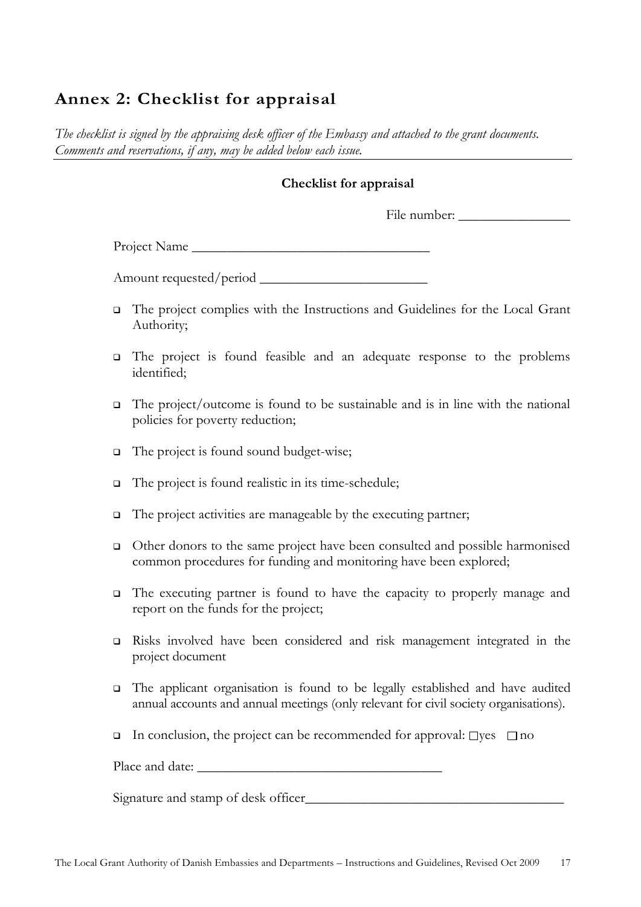## Annex 2: Checklist for appraisal

*The checklist is signed by the appraising desk officer of the Embassy and attached to the grant documents. Comments and reservations, if any, may be added below each issue.*

**Checklist for appraisal**

File number: ________________

Project Name __________________________________

Amount requested/period ________________________

- ❑ The project complies with the Instructions and Guidelines for the Local Grant Authority;
- ❑ The project is found feasible and an adequate response to the problems identified;
- ❑ The project/outcome is found to be sustainable and is in line with the national policies for poverty reduction;
- ❑ The project is found sound budget-wise;
- ❑ The project is found realistic in its time-schedule;
- ❑ The project activities are manageable by the executing partner;
- ❑ Other donors to the same project have been consulted and possible harmonised common procedures for funding and monitoring have been explored;
- ❑ The executing partner is found to have the capacity to properly manage and report on the funds for the project;
- ❑ Risks involved have been considered and risk management integrated in the project document
- ❑ The applicant organisation is found to be legally established and have audited annual accounts and annual meetings (only relevant for civil society organisations).
- ❑ In conclusion, the project can be recommended for approval: ☐yes ☐no

Place and date: ___________________________________

Signature and stamp of desk officer____________________________________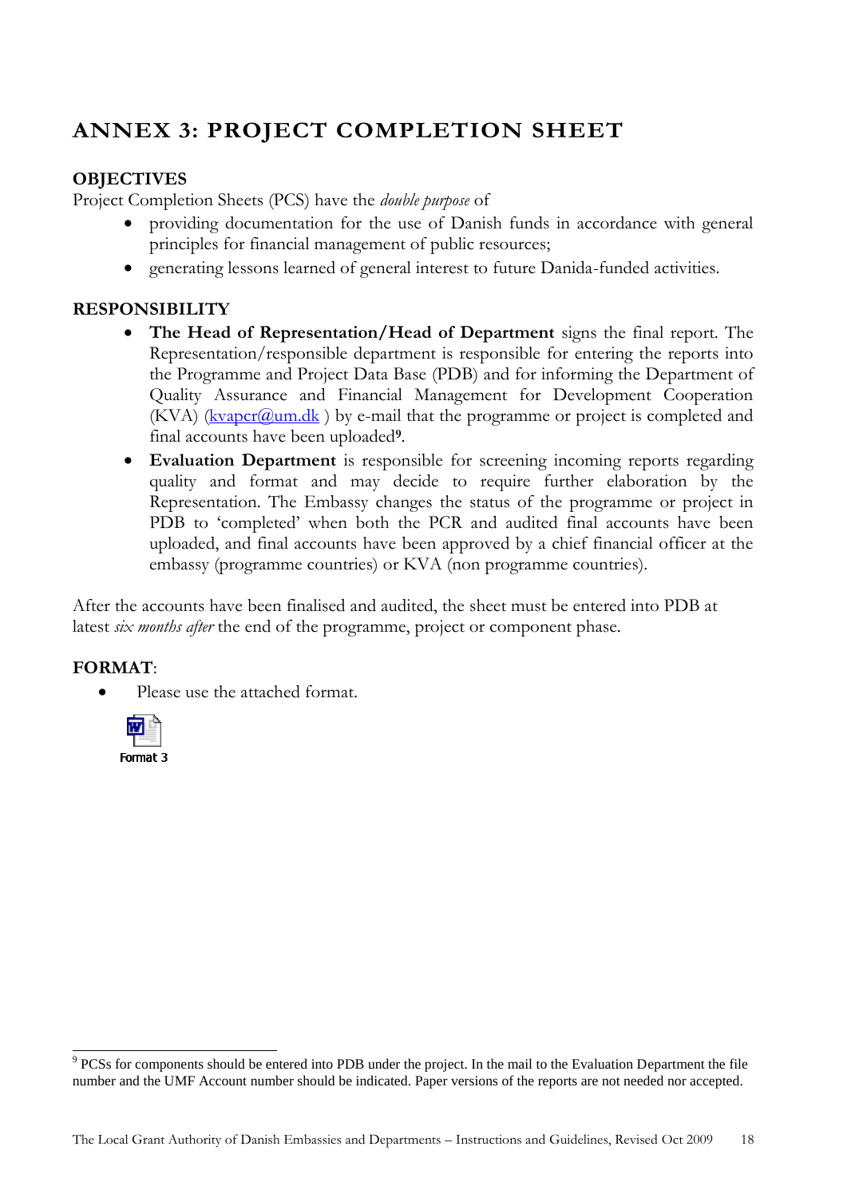# ANNEX 3: PROJECT COMPLETION SHEET

## OBJECTIVES

Project Completion Sheets (PCS) have the *double purpose* of

- providing documentation for the use of Danish funds in accordance with general principles for financial management of public resources;
- generating lessons learned of general interest to future Danida-funded activities.

## RESPONSIBILITY

- **The Head of Representation/Head of Department** signs the final report. The Representation/responsible department is responsible for entering the reports into the Programme and Project Data Base (PDB) and for informing the Department of Quality Assurance and Financial Management for Development Cooperation (KVA) (kvapcr@um.dk ) by e-mail that the programme or project is completed and final accounts have been uploaded[9].
- **Evaluation Department** is responsible for screening incoming reports regarding quality and format and may decide to require further elaboration by the Representation. The Embassy changes the status of the programme or project in PDB to 'completed' when both the PCR and audited final accounts have been uploaded, and final accounts have been approved by a chief financial officer at the embassy (programme countries) or KVA (non programme countries).

After the accounts have been finalised and audited, the sheet must be entered into PDB at latest *six months after* the end of the programme, project or component phase.

## FORMAT:

- Please use the attached format.

Format 3

---

[9] PCSs for components should be entered into PDB under the project. In the mail to the Evaluation Department the file number and the UMF Account number should be indicated. Paper versions of the reports are not needed nor accepted.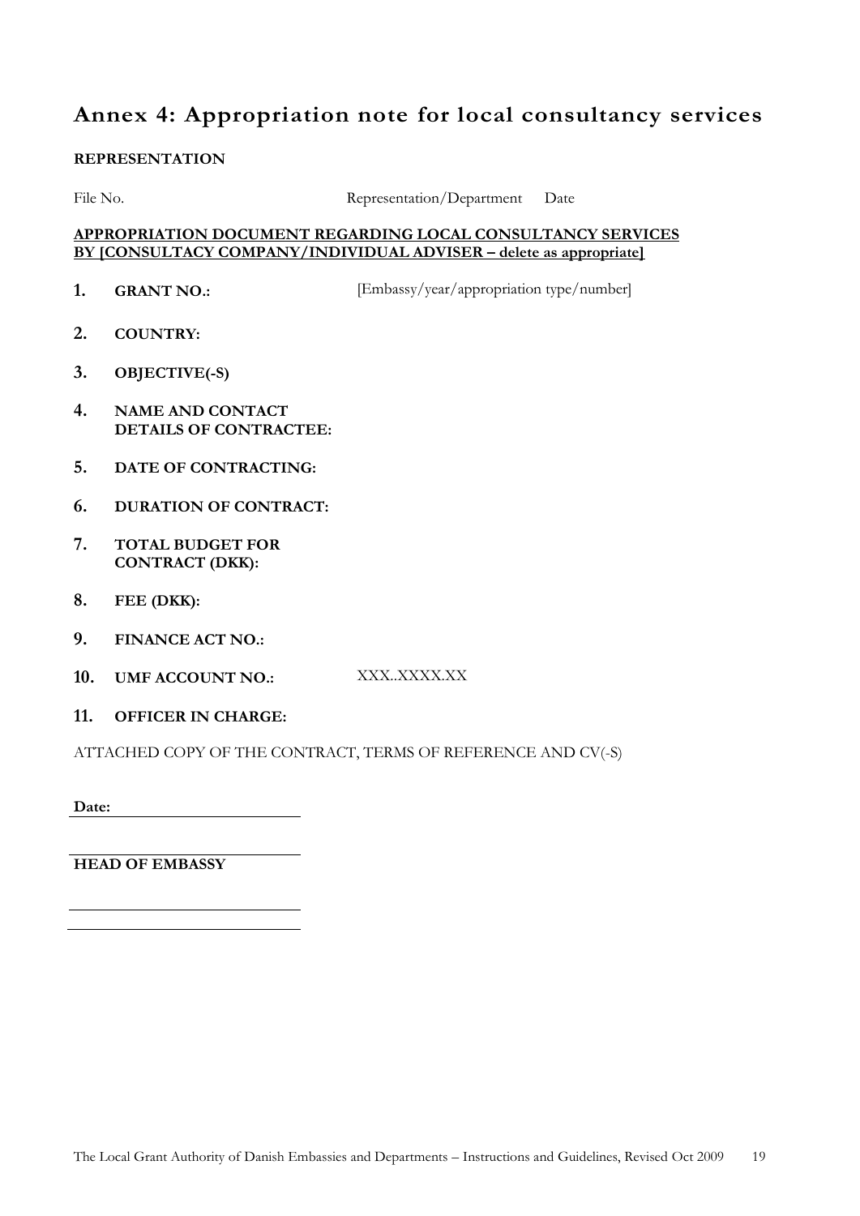# Annex 4: Appropriation note for local consultancy services

**REPRESENTATION**

File No. Representation/Department Date

**APPROPRIATION DOCUMENT REGARDING LOCAL CONSULTANCY SERVICES BY [CONSULTACY COMPANY/INDIVIDUAL ADVISER – delete as appropriate]**

1. **GRANT NO.:** [Embassy/year/appropriation type/number]
2. **COUNTRY:**
3. **OBJECTIVE(-S)**
4. **NAME AND CONTACT DETAILS OF CONTRACTEE:**
5. **DATE OF CONTRACTING:**
6. **DURATION OF CONTRACT:**
7. **TOTAL BUDGET FOR CONTRACT (DKK):**
8. **FEE (DKK):**
9. **FINANCE ACT NO.:**
10. **UMF ACCOUNT NO.:** XXX..XXXX.XX
11. **OFFICER IN CHARGE:**

ATTACHED COPY OF THE CONTRACT, TERMS OF REFERENCE AND CV(-S)

**Date:** ______________________

______________________
**HEAD OF EMBASSY**

______________________

______________________